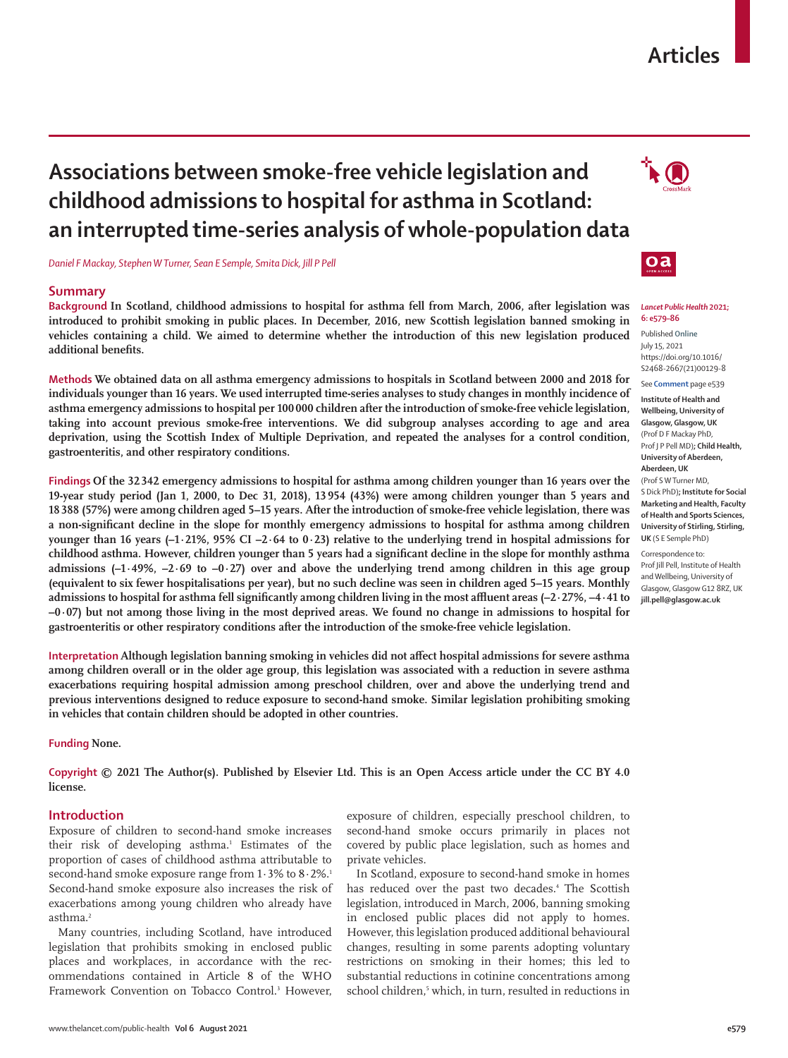# Associations between smoke-free vehicle legislation and childhood admissions to hospital for asthma in Scotland: an interrupted time-series analysis of whole-population data

*Daniel F Mackay, Stephen W Turner, Sean E Semple, Smita Dick, Jill P Pell*

## Summary

**Background** In Scotland, childhood admissions to hospital for asthma fell from March, 2006, after legislation was introduced to prohibit smoking in public places. In December, 2016, new Scottish legislation banned smoking in vehicles containing a child. We aimed to determine whether the introduction of this new legislation produced additional benefits.

**Methods** We obtained data on all asthma emergency admissions to hospitals in Scotland between 2000 and 2018 for individuals younger than 16 years. We used interrupted time-series analyses to study changes in monthly incidence of asthma emergency admissions to hospital per 100 000 children after the introduction of smoke-free vehicle legislation, taking into account previous smoke-free interventions. We did subgroup analyses according to age and area deprivation, using the Scottish Index of Multiple Deprivation, and repeated the analyses for a control condition, gastroenteritis, and other respiratory conditions.

**Findings** Of the 32 342 emergency admissions to hospital for asthma among children younger than 16 years over the 19-year study period (Jan 1, 2000, to Dec 31, 2018), 13 954 (43%) were among children younger than 5 years and 18 388 (57%) were among children aged 5–15 years. After the introduction of smoke-free vehicle legislation, there was a non-significant decline in the slope for monthly emergency admissions to hospital for asthma among children younger than 16 years (–1·21%, 95% CI –2·64 to 0·23) relative to the underlying trend in hospital admissions for childhood asthma. However, children younger than 5 years had a significant decline in the slope for monthly asthma admissions (–1·49%, –2·69 to –0·27) over and above the underlying trend among children in this age group (equivalent to six fewer hospitalisations per year), but no such decline was seen in children aged 5–15 years. Monthly admissions to hospital for asthma fell significantly among children living in the most affluent areas (–2·27%, –4·41 to –0·07) but not among those living in the most deprived areas. We found no change in admissions to hospital for gastroenteritis or other respiratory conditions after the introduction of the smoke-free vehicle legislation.

**Interpretation** Although legislation banning smoking in vehicles did not affect hospital admissions for severe asthma among children overall or in the older age group, this legislation was associated with a reduction in severe asthma exacerbations requiring hospital admission among preschool children, over and above the underlying trend and previous interventions designed to reduce exposure to second-hand smoke. Similar legislation prohibiting smoking in vehicles that contain children should be adopted in other countries.

**Funding** None.

**Copyright** © 2021 The Author(s). Published by Elsevier Ltd. This is an Open Access article under the CC BY 4.0 license.

*Lancet Public Health* 2021; 6: e579–86

Published Online July 15, 2021 https://doi.org/10.1016/S2468-2667(21)00129-8

See **Comment** page e539

**Institute of Health and Wellbeing, University of Glasgow, Glasgow, UK** (Prof D F Mackay PhD, Prof J P Pell MD)**; Child Health, University of Aberdeen, Aberdeen, UK** (Prof S W Turner MD, S Dick PhD)**; Institute for Social Marketing and Health, Faculty of Health and Sports Sciences, University of Stirling, Stirling, UK** (S E Semple PhD)

Correspondence to: Prof Jill Pell, Institute of Health and Wellbeing, University of Glasgow, Glasgow G12 8RZ, UK **jill.pell@glasgow.ac.uk**

## Introduction

Exposure of children to second-hand smoke increases their risk of developing asthma.[1] Estimates of the proportion of cases of childhood asthma attributable to second-hand smoke exposure range from 1·3% to 8·2%.[1] Second-hand smoke exposure also increases the risk of exacerbations among young children who already have asthma.[2]

Many countries, including Scotland, have introduced legislation that prohibits smoking in enclosed public places and workplaces, in accordance with the recommendations contained in Article 8 of the WHO Framework Convention on Tobacco Control.[3] However, exposure of children, especially preschool children, to second-hand smoke occurs primarily in places not covered by public place legislation, such as homes and private vehicles.

In Scotland, exposure to second-hand smoke in homes has reduced over the past two decades.[4] The Scottish legislation, introduced in March, 2006, banning smoking in enclosed public places did not apply to homes. However, this legislation produced additional behavioural changes, resulting in some parents adopting voluntary restrictions on smoking in their homes; this led to substantial reductions in cotinine concentrations among school children,[5] which, in turn, resulted in reductions in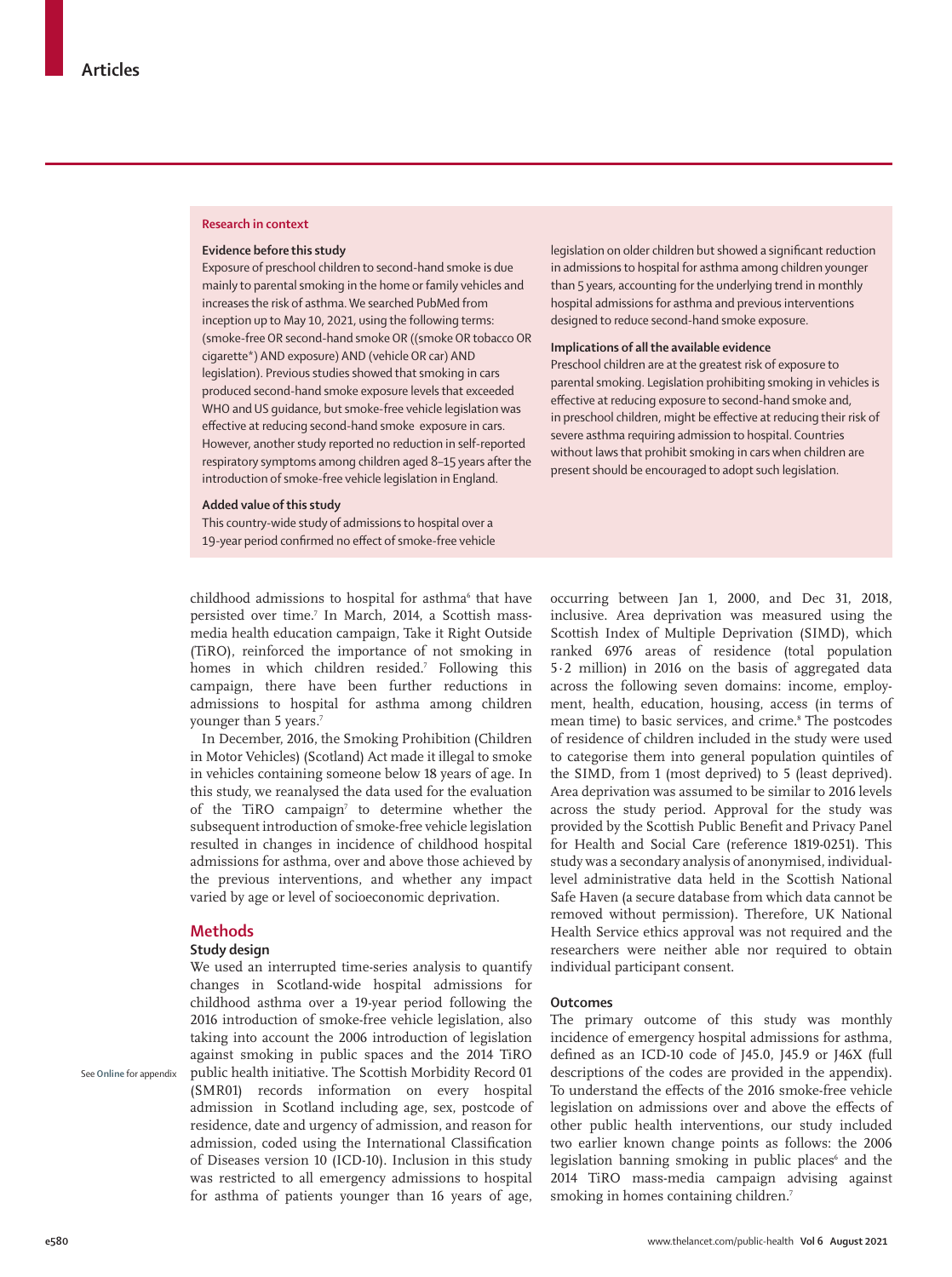## Research in context

**Evidence before this study**

Exposure of preschool children to second-hand smoke is due mainly to parental smoking in the home or family vehicles and increases the risk of asthma. We searched PubMed from inception up to May 10, 2021, using the following terms: (smoke-free OR second-hand smoke OR ((smoke OR tobacco OR cigarette*) AND exposure) AND (vehicle OR car) AND legislation). Previous studies showed that smoking in cars produced second-hand smoke exposure levels that exceeded WHO and US guidance, but smoke-free vehicle legislation was effective at reducing second-hand smoke exposure in cars. However, another study reported no reduction in self-reported respiratory symptoms among children aged 8–15 years after the introduction of smoke-free vehicle legislation in England.

**Added value of this study**

This country-wide study of admissions to hospital over a 19-year period confirmed no effect of smoke-free vehicle legislation on older children but showed a significant reduction in admissions to hospital for asthma among children younger than 5 years, accounting for the underlying trend in monthly hospital admissions for asthma and previous interventions designed to reduce second-hand smoke exposure.

**Implications of all the available evidence**

Preschool children are at the greatest risk of exposure to parental smoking. Legislation prohibiting smoking in vehicles is effective at reducing exposure to second-hand smoke and, in preschool children, might be effective at reducing their risk of severe asthma requiring admission to hospital. Countries without laws that prohibit smoking in cars when children are present should be encouraged to adopt such legislation.

childhood admissions to hospital for asthma[6] that have persisted over time.[7] In March, 2014, a Scottish mass-media health education campaign, Take it Right Outside (TiRO), reinforced the importance of not smoking in homes in which children resided.[7] Following this campaign, there have been further reductions in admissions to hospital for asthma among children younger than 5 years.[7]

In December, 2016, the Smoking Prohibition (Children in Motor Vehicles) (Scotland) Act made it illegal to smoke in vehicles containing someone below 18 years of age. In this study, we reanalysed the data used for the evaluation of the TiRO campaign[7] to determine whether the subsequent introduction of smoke-free vehicle legislation resulted in changes in incidence of childhood hospital admissions for asthma, over and above those achieved by the previous interventions, and whether any impact varied by age or level of socioeconomic deprivation.

## Methods

### Study design

We used an interrupted time-series analysis to quantify changes in Scotland-wide hospital admissions for childhood asthma over a 19-year period following the 2016 introduction of smoke-free vehicle legislation, also taking into account the 2006 introduction of legislation against smoking in public spaces and the 2014 TiRO public health initiative. The Scottish Morbidity Record 01 (SMR01) records information on every hospital admission in Scotland including age, sex, postcode of residence, date and urgency of admission, and reason for admission, coded using the International Classification of Diseases version 10 (ICD-10). Inclusion in this study was restricted to all emergency admissions to hospital for asthma of patients younger than 16 years of age, occurring between Jan 1, 2000, and Dec 31, 2018, inclusive. Area deprivation was measured using the Scottish Index of Multiple Deprivation (SIMD), which ranked 6976 areas of residence (total population 5·2 million) in 2016 on the basis of aggregated data across the following seven domains: income, employment, health, education, housing, access (in terms of mean time) to basic services, and crime.[8] The postcodes of residence of children included in the study were used to categorise them into general population quintiles of the SIMD, from 1 (most deprived) to 5 (least deprived). Area deprivation was assumed to be similar to 2016 levels across the study period. Approval for the study was provided by the Scottish Public Benefit and Privacy Panel for Health and Social Care (reference 1819-0251). This study was a secondary analysis of anonymised, individual-level administrative data held in the Scottish National Safe Haven (a secure database from which data cannot be removed without permission). Therefore, UK National Health Service ethics approval was not required and the researchers were neither able nor required to obtain individual participant consent.

See Online for appendix

### Outcomes

The primary outcome of this study was monthly incidence of emergency hospital admissions for asthma, defined as an ICD-10 code of J45.0, J45.9 or J46X (full descriptions of the codes are provided in the appendix). To understand the effects of the 2016 smoke-free vehicle legislation on admissions over and above the effects of other public health interventions, our study included two earlier known change points as follows: the 2006 legislation banning smoking in public places[6] and the 2014 TiRO mass-media campaign advising against smoking in homes containing children.[7]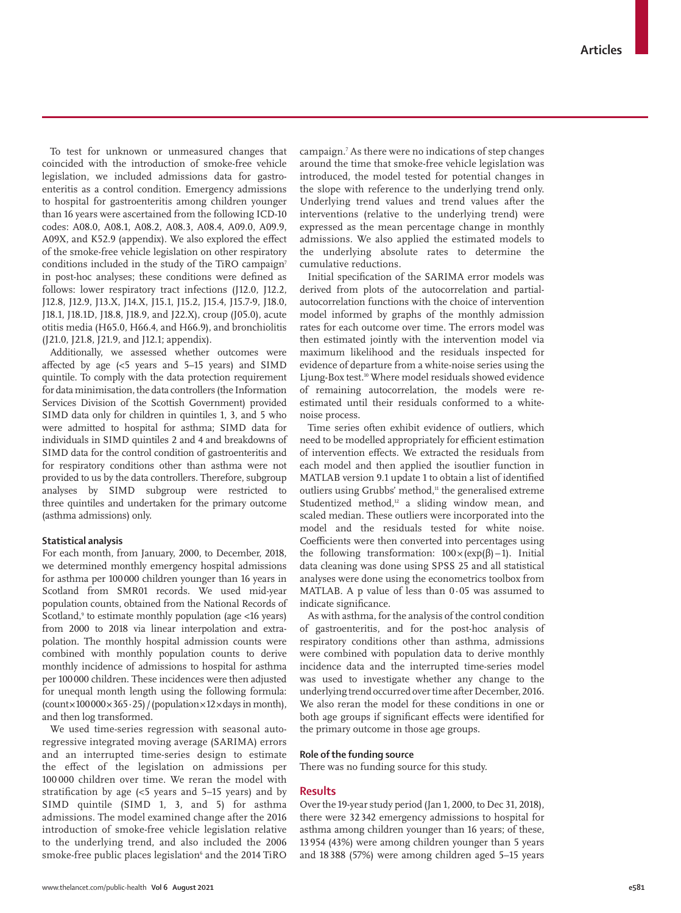To test for unknown or unmeasured changes that coincided with the introduction of smoke-free vehicle legislation, we included admissions data for gastroenteritis as a control condition. Emergency admissions to hospital for gastroenteritis among children younger than 16 years were ascertained from the following ICD-10 codes: A08.0, A08.1, A08.2, A08.3, A08.4, A09.0, A09.9, A09X, and K52.9 (appendix). We also explored the effect of the smoke-free vehicle legislation on other respiratory conditions included in the study of the TiRO campaign[7] in post-hoc analyses; these conditions were defined as follows: lower respiratory tract infections (J12.0, J12.2, J12.8, J12.9, J13.X, J14.X, J15.1, J15.2, J15.4, J15.7-9, J18.0, J18.1, J18.1D, J18.8, J18.9, and J22.X), croup (J05.0), acute otitis media (H65.0, H66.4, and H66.9), and bronchiolitis (J21.0, J21.8, J21.9, and J12.1; appendix).

Additionally, we assessed whether outcomes were affected by age (<5 years and 5–15 years) and SIMD quintile. To comply with the data protection requirement for data minimisation, the data controllers (the Information Services Division of the Scottish Government) provided SIMD data only for children in quintiles 1, 3, and 5 who were admitted to hospital for asthma; SIMD data for individuals in SIMD quintiles 2 and 4 and breakdowns of SIMD data for the control condition of gastroenteritis and for respiratory conditions other than asthma were not provided to us by the data controllers. Therefore, subgroup analyses by SIMD subgroup were restricted to three quintiles and undertaken for the primary outcome (asthma admissions) only.

#### Statistical analysis

For each month, from January, 2000, to December, 2018, we determined monthly emergency hospital admissions for asthma per 100 000 children younger than 16 years in Scotland from SMR01 records. We used mid-year population counts, obtained from the National Records of Scotland,[9] to estimate monthly population (age <16 years) from 2000 to 2018 via linear interpolation and extrapolation. The monthly hospital admission counts were combined with monthly population counts to derive monthly incidence of admissions to hospital for asthma per 100 000 children. These incidences were then adjusted for unequal month length using the following formula: $(\text{count} \times 100\,000 \times 365 \cdot 25) / (\text{population} \times 12 \times \text{days in month})$, and then log transformed.

We used time-series regression with seasonal autoregressive integrated moving average (SARIMA) errors and an interrupted time-series design to estimate the effect of the legislation on admissions per 100 000 children over time. We reran the model with stratification by age (<5 years and 5–15 years) and by SIMD quintile (SIMD 1, 3, and 5) for asthma admissions. The model examined change after the 2016 introduction of smoke-free vehicle legislation relative to the underlying trend, and also included the 2006 smoke-free public places legislation[6] and the 2014 TiRO campaign.[7] As there were no indications of step changes around the time that smoke-free vehicle legislation was introduced, the model tested for potential changes in the slope with reference to the underlying trend only. Underlying trend values and trend values after the interventions (relative to the underlying trend) were expressed as the mean percentage change in monthly admissions. We also applied the estimated models to the underlying absolute rates to determine the cumulative reductions.

Initial specification of the SARIMA error models was derived from plots of the autocorrelation and partial-autocorrelation functions with the choice of intervention model informed by graphs of the monthly admission rates for each outcome over time. The errors model was then estimated jointly with the intervention model via maximum likelihood and the residuals inspected for evidence of departure from a white-noise series using the Ljung-Box test.[10] Where model residuals showed evidence of remaining autocorrelation, the models were re-estimated until their residuals conformed to a white-noise process.

Time series often exhibit evidence of outliers, which need to be modelled appropriately for efficient estimation of intervention effects. We extracted the residuals from each model and then applied the isoutlier function in MATLAB version 9.1 update 1 to obtain a list of identified outliers using Grubbs' method,[11] the generalised extreme Studentized method,[12] a sliding window mean, and scaled median. These outliers were incorporated into the model and the residuals tested for white noise. Coefficients were then converted into percentages using the following transformation: $100 \times (\exp(\beta) - 1)$. Initial data cleaning was done using SPSS 25 and all statistical analyses were done using the econometrics toolbox from MATLAB. A p value of less than 0·05 was assumed to indicate significance.

As with asthma, for the analysis of the control condition of gastroenteritis, and for the post-hoc analysis of respiratory conditions other than asthma, admissions were combined with population data to derive monthly incidence data and the interrupted time-series model was used to investigate whether any change to the underlying trend occurred over time after December, 2016. We also reran the model for these conditions in one or both age groups if significant effects were identified for the primary outcome in those age groups.

#### Role of the funding source

There was no funding source for this study.

## Results

Over the 19-year study period (Jan 1, 2000, to Dec 31, 2018), there were 32 342 emergency admissions to hospital for asthma among children younger than 16 years; of these, 13 954 (43%) were among children younger than 5 years and 18 388 (57%) were among children aged 5–15 years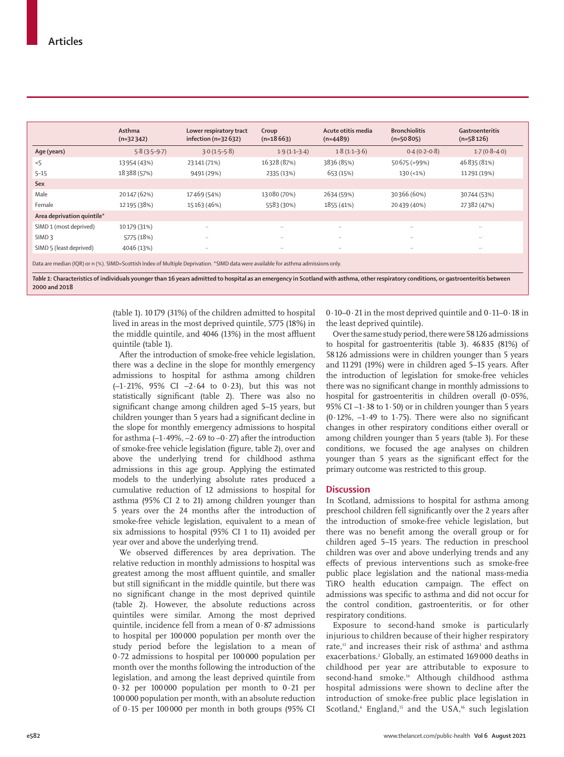|  | Asthma (n=32 342) | Lower respiratory tract infection (n=32 632) | Croup (n=18 663) | Acute otitis media (n=4489) | Bronchiolitis (n=50 805) | Gastroenteritis (n=58 126) |
|---|---|---|---|---|---|---|
| Age (years) | 5·8 (3·5–9·7) | 3·0 (1·5–5·8) | 1·9 (1·1–3·4) | 1·8 (1·1–3·6) | 0·4 (0·2–0·8) | 1·7 (0·8–4·0) |
| <5 | 13 954 (43%) | 23 141 (71%) | 16 328 (87%) | 3836 (85%) | 50 675 (>99%) | 46 835 (81%) |
| 5–15 | 18 388 (57%) | 9491 (29%) | 2335 (13%) | 653 (15%) | 130 (<1%) | 11 291 (19%) |
| Sex |  |  |  |  |  |  |
| Male | 20 147 (62%) | 17 469 (54%) | 13 080 (70%) | 2634 (59%) | 30 366 (60%) | 30 744 (53%) |
| Female | 12 195 (38%) | 15 163 (46%) | 5583 (30%) | 1855 (41%) | 20 439 (40%) | 27 382 (47%) |
| Area deprivation quintile* |  |  |  |  |  |  |
| SIMD 1 (most deprived) | 10 179 (31%) | .. | .. | .. | .. | .. |
| SIMD 3 | 5775 (18%) | .. | .. | .. | .. | .. |
| SIMD 5 (least deprived) | 4046 (13%) | .. | .. | .. | .. | .. |

Data are median (IQR) or n (%). SIMD=Scottish Index of Multiple Deprivation. *SIMD data were available for asthma admissions only.

***Table 1:*** **Characteristics of individuals younger than 16 years admitted to hospital as an emergency in Scotland with asthma, other respiratory conditions, or gastroenteritis between 2000 and 2018**

(table 1). 10 179 (31%) of the children admitted to hospital lived in areas in the most deprived quintile, 5775 (18%) in the middle quintile, and 4046 (13%) in the most affluent quintile (table 1).

After the introduction of smoke-free vehicle legislation, there was a decline in the slope for monthly emergency admissions to hospital for asthma among children (–1·21%, 95% CI –2·64 to 0·23), but this was not statistically significant (table 2). There was also no significant change among children aged 5–15 years, but children younger than 5 years had a significant decline in the slope for monthly emergency admissions to hospital for asthma (–1·49%, –2·69 to –0·27) after the introduction of smoke-free vehicle legislation (figure, table 2), over and above the underlying trend for childhood asthma admissions in this age group. Applying the estimated models to the underlying absolute rates produced a cumulative reduction of 12 admissions to hospital for asthma (95% CI 2 to 21) among children younger than 5 years over the 24 months after the introduction of smoke-free vehicle legislation, equivalent to a mean of six admissions to hospital (95% CI 1 to 11) avoided per year over and above the underlying trend.

We observed differences by area deprivation. The relative reduction in monthly admissions to hospital was greatest among the most affluent quintile, and smaller but still significant in the middle quintile, but there was no significant change in the most deprived quintile (table 2). However, the absolute reductions across quintiles were similar. Among the most deprived quintile, incidence fell from a mean of 0·87 admissions to hospital per 100 000 population per month over the study period before the legislation to a mean of 0·72 admissions to hospital per 100 000 population per month over the months following the introduction of the legislation, and among the least deprived quintile from 0·32 per 100 000 population per month to 0·21 per 100 000 population per month, with an absolute reduction of 0·15 per 100 000 per month in both groups (95% CI 0·10–0·21 in the most deprived quintile and 0·11–0·18 in the least deprived quintile).

Over the same study period, there were 58 126 admissions to hospital for gastroenteritis (table 3). 46 835 (81%) of 58 126 admissions were in children younger than 5 years and 11 291 (19%) were in children aged 5–15 years. After the introduction of legislation for smoke-free vehicles there was no significant change in monthly admissions to hospital for gastroenteritis in children overall (0·05%, 95% CI –1·38 to 1·50) or in children younger than 5 years (0·12%, –1·49 to 1·75). There were also no significant changes in other respiratory conditions either overall or among children younger than 5 years (table 3). For these conditions, we focused the age analyses on children younger than 5 years as the significant effect for the primary outcome was restricted to this group.

## Discussion

In Scotland, admissions to hospital for asthma among preschool children fell significantly over the 2 years after the introduction of smoke-free vehicle legislation, but there was no benefit among the overall group or for children aged 5–15 years. The reduction in preschool children was over and above underlying trends and any effects of previous interventions such as smoke-free public place legislation and the national mass-media TiRO health education campaign. The effect on admissions was specific to asthma and did not occur for the control condition, gastroenteritis, or for other respiratory conditions.

Exposure to second-hand smoke is particularly injurious to children because of their higher respiratory rate,[13] and increases their risk of asthma[1] and asthma exacerbations.[2] Globally, an estimated 169 000 deaths in childhood per year are attributable to exposure to second-hand smoke.[14] Although childhood asthma hospital admissions were shown to decline after the introduction of smoke-free public place legislation in Scotland,[6] England,[15] and the USA,[16] such legislation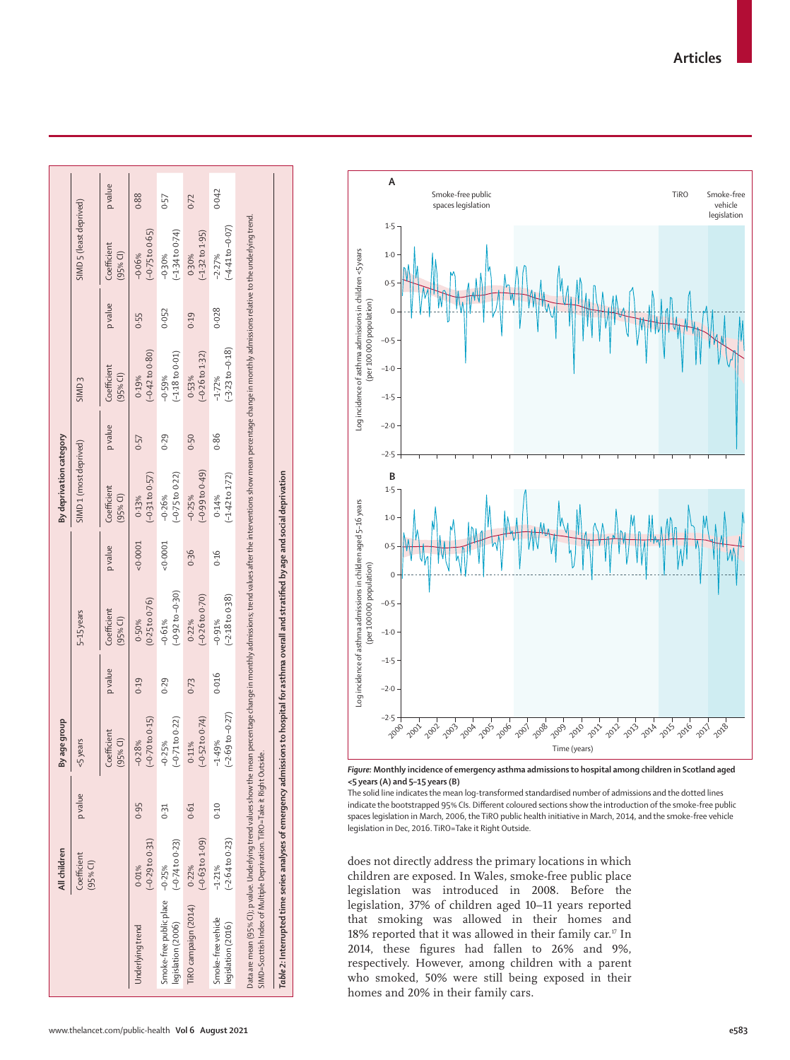| | All children | | By age group | | | | By deprivation category | | | | | |
|---|---|---|---|---|---|---|---|---|---|---|---|---|
| | | | <5 years | | 5–15 years | | SIMD 1 (most deprived) | | SIMD 3 | | SIMD 5 (least deprived) | |
| | Coefficient (95% CI) | p value | Coefficient (95% CI) | p value | Coefficient (95% CI) | p value | Coefficient (95% CI) | p value | Coefficient (95% CI) | p value | Coefficient (95% CI) | p value |
| Underlying trend | 0·01% (−0·29 to 0·31) | 0·95 | −0·28% (−0·70 to 0·15) | 0·19 | 0·50% (0·25 to 0·76) | <0·0001 | 0·13% (−0·31 to 0·57) | 0·57 | 0·19% (−0·42 to 0·80) | 0·55 | −0·06% (−0·75 to 0·65) | 0·88 |
| Smoke-free public place legislation (2006) | −0·25% (−0·74 to 0·23) | 0·31 | −0·25% (−0·71 to 0·22) | 0·29 | −0·61% (−0·92 to −0·30) | <0·0001 | −0·26% (−0·75 to 0·22) | 0·29 | −0·59% (−1·18 to 0·01) | 0·052 | −0·30% (−1·34 to 0·74) | 0·57 |
| TiRO campaign (2014) | 0·22% (−0·63 to 1·09) | 0·61 | 0·11% (−0·52 to 0·74) | 0·73 | 0·22% (−0·26 to 0·70) | 0·36 | −0·25% (−0·99 to 0·49) | 0·50 | 0·53% (−0·26 to 1·32) | 0·19 | 0·30% (−1·32 to 1·95) | 0·72 |
| Smoke-free vehicle legislation (2016) | −1·21% (−2·64 to 0·23) | 0·10 | −1·49% (−2·69 to −0·27) | 0·016 | −0·91% (−2·18 to 0·38) | 0·16 | 0·14% (−1·42 to 1·72) | 0·86 | −1·72% (−3·23 to −0·18) | 0·028 | −2·27% (−4·41 to −0·07) | 0·042 |

Data are mean (95% CI); p value. Underlying trend values show the mean percentage change in monthly admissions; trend values after the interventions show mean percentage change in monthly admissions relative to the underlying trend. SIMD=Scottish Index of Multiple Deprivation. TiRO=Take it Right Outside.

*Table 2:* **Interrupted time series analyses of emergency admissions to hospital for asthma overall and stratified by age and social deprivation**

**Figure: Monthly incidence of emergency asthma admissions to hospital among children in Scotland aged <5 years (A) and 5–15 years (B)**

The solid line indicates the mean log-transformed standardised number of admissions and the dotted lines indicate the bootstrapped 95% CIs. Different coloured sections show the introduction of the smoke-free public spaces legislation in March, 2006, the TiRO public health initiative in March, 2014, and the smoke-free vehicle legislation in Dec, 2016. TiRO=Take it Right Outside.

does not directly address the primary locations in which children are exposed. In Wales, smoke-free public place legislation was introduced in 2008. Before the legislation, 37% of children aged 10–11 years reported that smoking was allowed in their homes and 18% reported that it was allowed in their family car.[17] In 2014, these figures had fallen to 26% and 9%, respectively. However, among children with a parent who smoked, 50% were still being exposed in their homes and 20% in their family cars.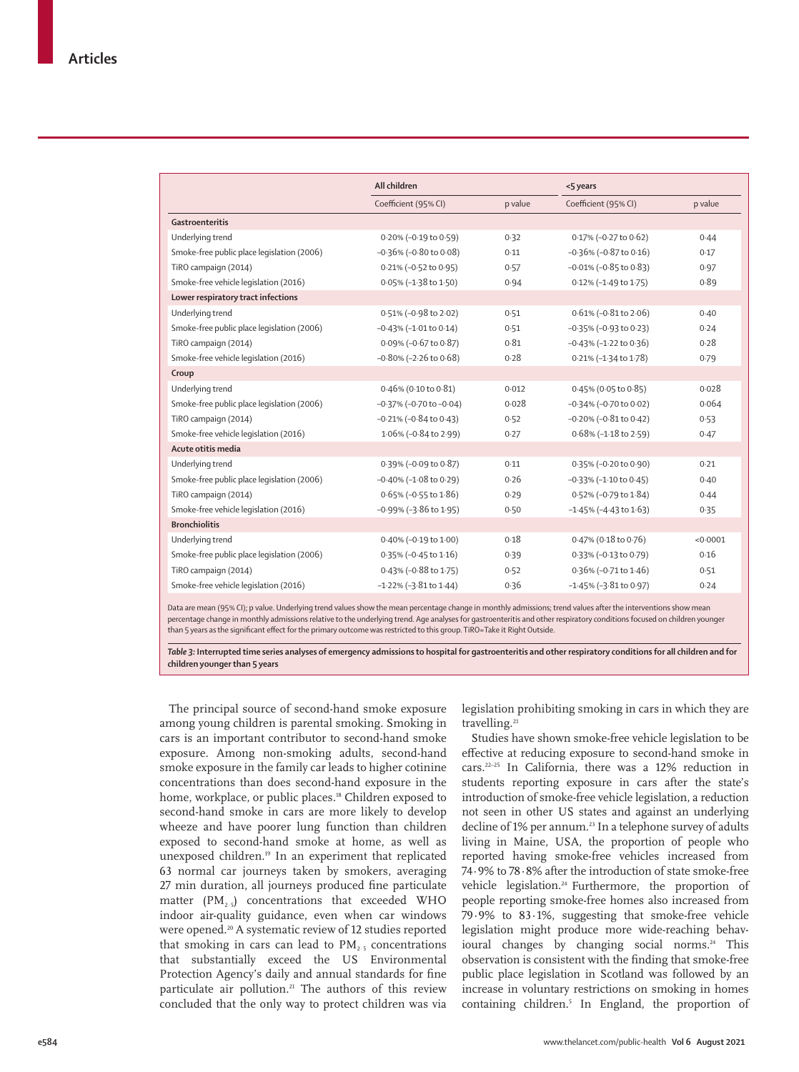| | All children | | <5 years | |
|---|---|---|---|---|
| | Coefficient (95% CI) | p value | Coefficient (95% CI) | p value |
| **Gastroenteritis** | | | | |
| Underlying trend | 0·20% (−0·19 to 0·59) | 0·32 | 0·17% (−0·27 to 0·62) | 0·44 |
| Smoke-free public place legislation (2006) | −0·36% (−0·80 to 0·08) | 0·11 | −0·36% (−0·87 to 0·16) | 0·17 |
| TiRO campaign (2014) | 0·21% (−0·52 to 0·95) | 0·57 | −0·01% (−0·85 to 0·83) | 0·97 |
| Smoke-free vehicle legislation (2016) | 0·05% (−1·38 to 1·50) | 0·94 | 0·12% (−1·49 to 1·75) | 0·89 |
| **Lower respiratory tract infections** | | | | |
| Underlying trend | 0·51% (−0·98 to 2·02) | 0·51 | 0·61% (−0·81 to 2·06) | 0·40 |
| Smoke-free public place legislation (2006) | −0·43% (−1·01 to 0·14) | 0·51 | −0·35% (−0·93 to 0·23) | 0·24 |
| TiRO campaign (2014) | 0·09% (−0·67 to 0·87) | 0·81 | −0·43% (−1·22 to 0·36) | 0·28 |
| Smoke-free vehicle legislation (2016) | −0·80% (−2·26 to 0·68) | 0·28 | 0·21% (−1·34 to 1·78) | 0·79 |
| **Croup** | | | | |
| Underlying trend | 0·46% (0·10 to 0·81) | 0·012 | 0·45% (0·05 to 0·85) | 0·028 |
| Smoke-free public place legislation (2006) | −0·37% (−0·70 to −0·04) | 0·028 | −0·34% (−0·70 to 0·02) | 0·064 |
| TiRO campaign (2014) | −0·21% (−0·84 to 0·43) | 0·52 | −0·20% (−0·81 to 0·42) | 0·53 |
| Smoke-free vehicle legislation (2016) | 1·06% (−0·84 to 2·99) | 0·27 | 0·68% (−1·18 to 2·59) | 0·47 |
| **Acute otitis media** | | | | |
| Underlying trend | 0·39% (−0·09 to 0·87) | 0·11 | 0·35% (−0·20 to 0·90) | 0·21 |
| Smoke-free public place legislation (2006) | −0·40% (−1·08 to 0·29) | 0·26 | −0·33% (−1·10 to 0·45) | 0·40 |
| TiRO campaign (2014) | 0·65% (−0·55 to 1·86) | 0·29 | 0·52% (−0·79 to 1·84) | 0·44 |
| Smoke-free vehicle legislation (2016) | −0·99% (−3·86 to 1·95) | 0·50 | −1·45% (−4·43 to 1·63) | 0·35 |
| **Bronchiolitis** | | | | |
| Underlying trend | 0·40% (−0·19 to 1·00) | 0·18 | 0·47% (0·18 to 0·76) | <0·0001 |
| Smoke-free public place legislation (2006) | 0·35% (−0·45 to 1·16) | 0·39 | 0·33% (−0·13 to 0·79) | 0·16 |
| TiRO campaign (2014) | 0·43% (−0·88 to 1·75) | 0·52 | 0·36% (−0·71 to 1·46) | 0·51 |
| Smoke-free vehicle legislation (2016) | −1·22% (−3·81 to 1·44) | 0·36 | −1·45% (−3·81 to 0·97) | 0·24 |

Data are mean (95% CI); p value. Underlying trend values show the mean percentage change in monthly admissions; trend values after the interventions show mean percentage change in monthly admissions relative to the underlying trend. Age analyses for gastroenteritis and other respiratory conditions focused on children younger than 5 years as the significant effect for the primary outcome was restricted to this group. TiRO=Take it Right Outside.

*Table 3:* **Interrupted time series analyses of emergency admissions to hospital for gastroenteritis and other respiratory conditions for all children and for children younger than 5 years**

The principal source of second-hand smoke exposure among young children is parental smoking. Smoking in cars is an important contributor to second-hand smoke exposure. Among non-smoking adults, second-hand smoke exposure in the family car leads to higher cotinine concentrations than does second-hand exposure in the home, workplace, or public places.[18] Children exposed to second-hand smoke in cars are more likely to develop wheeze and have poorer lung function than children exposed to second-hand smoke at home, as well as unexposed children.[19] In an experiment that replicated 63 normal car journeys taken by smokers, averaging 27 min duration, all journeys produced fine particulate matter ($PM_{2·5}$) concentrations that exceeded WHO indoor air-quality guidance, even when car windows were opened.[20] A systematic review of 12 studies reported that smoking in cars can lead to $PM_{2·5}$ concentrations that substantially exceed the US Environmental Protection Agency's daily and annual standards for fine particulate air pollution.[21] The authors of this review concluded that the only way to protect children was via legislation prohibiting smoking in cars in which they are travelling.[21]

Studies have shown smoke-free vehicle legislation to be effective at reducing exposure to second-hand smoke in cars.[22–25] In California, there was a 12% reduction in students reporting exposure in cars after the state's introduction of smoke-free vehicle legislation, a reduction not seen in other US states and against an underlying decline of 1% per annum.[23] In a telephone survey of adults living in Maine, USA, the proportion of people who reported having smoke-free vehicles increased from 74·9% to 78·8% after the introduction of state smoke-free vehicle legislation.[24] Furthermore, the proportion of people reporting smoke-free homes also increased from 79·9% to 83·1%, suggesting that smoke-free vehicle legislation might produce more wide-reaching behavioural changes by changing social norms.[24] This observation is consistent with the finding that smoke-free public place legislation in Scotland was followed by an increase in voluntary restrictions on smoking in homes containing children.[5] In England, the proportion of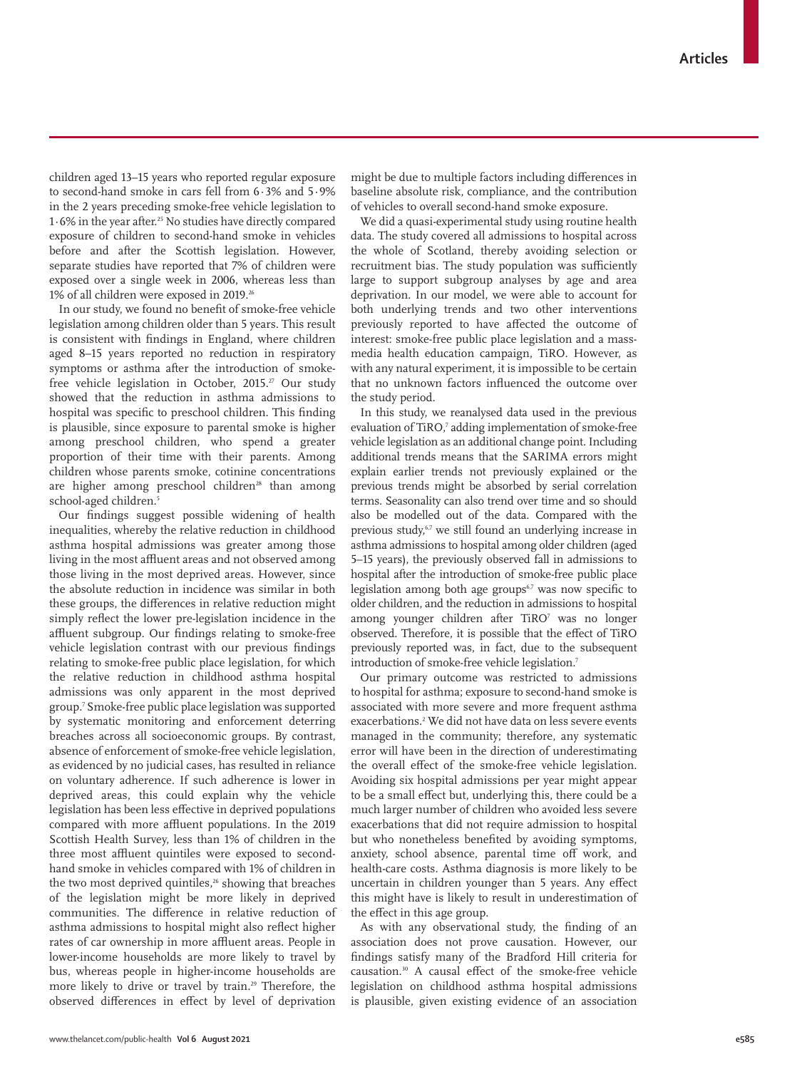children aged 13–15 years who reported regular exposure to second-hand smoke in cars fell from 6·3% and 5·9% in the 2 years preceding smoke-free vehicle legislation to 1·6% in the year after.[25] No studies have directly compared exposure of children to second-hand smoke in vehicles before and after the Scottish legislation. However, separate studies have reported that 7% of children were exposed over a single week in 2006, whereas less than 1% of all children were exposed in 2019.[26]

In our study, we found no benefit of smoke-free vehicle legislation among children older than 5 years. This result is consistent with findings in England, where children aged 8–15 years reported no reduction in respiratory symptoms or asthma after the introduction of smoke-free vehicle legislation in October, 2015.[27] Our study showed that the reduction in asthma admissions to hospital was specific to preschool children. This finding is plausible, since exposure to parental smoke is higher among preschool children, who spend a greater proportion of their time with their parents. Among children whose parents smoke, cotinine concentrations are higher among preschool children[28] than among school-aged children.[5]

Our findings suggest possible widening of health inequalities, whereby the relative reduction in childhood asthma hospital admissions was greater among those living in the most affluent areas and not observed among those living in the most deprived areas. However, since the absolute reduction in incidence was similar in both these groups, the differences in relative reduction might simply reflect the lower pre-legislation incidence in the affluent subgroup. Our findings relating to smoke-free vehicle legislation contrast with our previous findings relating to smoke-free public place legislation, for which the relative reduction in childhood asthma hospital admissions was only apparent in the most deprived group.[7] Smoke-free public place legislation was supported by systematic monitoring and enforcement deterring breaches across all socioeconomic groups. By contrast, absence of enforcement of smoke-free vehicle legislation, as evidenced by no judicial cases, has resulted in reliance on voluntary adherence. If such adherence is lower in deprived areas, this could explain why the vehicle legislation has been less effective in deprived populations compared with more affluent populations. In the 2019 Scottish Health Survey, less than 1% of children in the three most affluent quintiles were exposed to second-hand smoke in vehicles compared with 1% of children in the two most deprived quintiles,[26] showing that breaches of the legislation might be more likely in deprived communities. The difference in relative reduction of asthma admissions to hospital might also reflect higher rates of car ownership in more affluent areas. People in lower-income households are more likely to travel by bus, whereas people in higher-income households are more likely to drive or travel by train.[29] Therefore, the observed differences in effect by level of deprivation might be due to multiple factors including differences in baseline absolute risk, compliance, and the contribution of vehicles to overall second-hand smoke exposure.

We did a quasi-experimental study using routine health data. The study covered all admissions to hospital across the whole of Scotland, thereby avoiding selection or recruitment bias. The study population was sufficiently large to support subgroup analyses by age and area deprivation. In our model, we were able to account for both underlying trends and two other interventions previously reported to have affected the outcome of interest: smoke-free public place legislation and a mass-media health education campaign, TiRO. However, as with any natural experiment, it is impossible to be certain that no unknown factors influenced the outcome over the study period.

In this study, we reanalysed data used in the previous evaluation of TiRO,[7] adding implementation of smoke-free vehicle legislation as an additional change point. Including additional trends means that the SARIMA errors might explain earlier trends not previously explained or the previous trends might be absorbed by serial correlation terms. Seasonality can also trend over time and so should also be modelled out of the data. Compared with the previous study,[6,7] we still found an underlying increase in asthma admissions to hospital among older children (aged 5–15 years), the previously observed fall in admissions to hospital after the introduction of smoke-free public place legislation among both age groups[6,7] was now specific to older children, and the reduction in admissions to hospital among younger children after TiRO[7] was no longer observed. Therefore, it is possible that the effect of TiRO previously reported was, in fact, due to the subsequent introduction of smoke-free vehicle legislation.[7]

Our primary outcome was restricted to admissions to hospital for asthma; exposure to second-hand smoke is associated with more severe and more frequent asthma exacerbations.[2] We did not have data on less severe events managed in the community; therefore, any systematic error will have been in the direction of underestimating the overall effect of the smoke-free vehicle legislation. Avoiding six hospital admissions per year might appear to be a small effect but, underlying this, there could be a much larger number of children who avoided less severe exacerbations that did not require admission to hospital but who nonetheless benefited by avoiding symptoms, anxiety, school absence, parental time off work, and health-care costs. Asthma diagnosis is more likely to be uncertain in children younger than 5 years. Any effect this might have is likely to result in underestimation of the effect in this age group.

As with any observational study, the finding of an association does not prove causation. However, our findings satisfy many of the Bradford Hill criteria for causation.[30] A causal effect of the smoke-free vehicle legislation on childhood asthma hospital admissions is plausible, given existing evidence of an association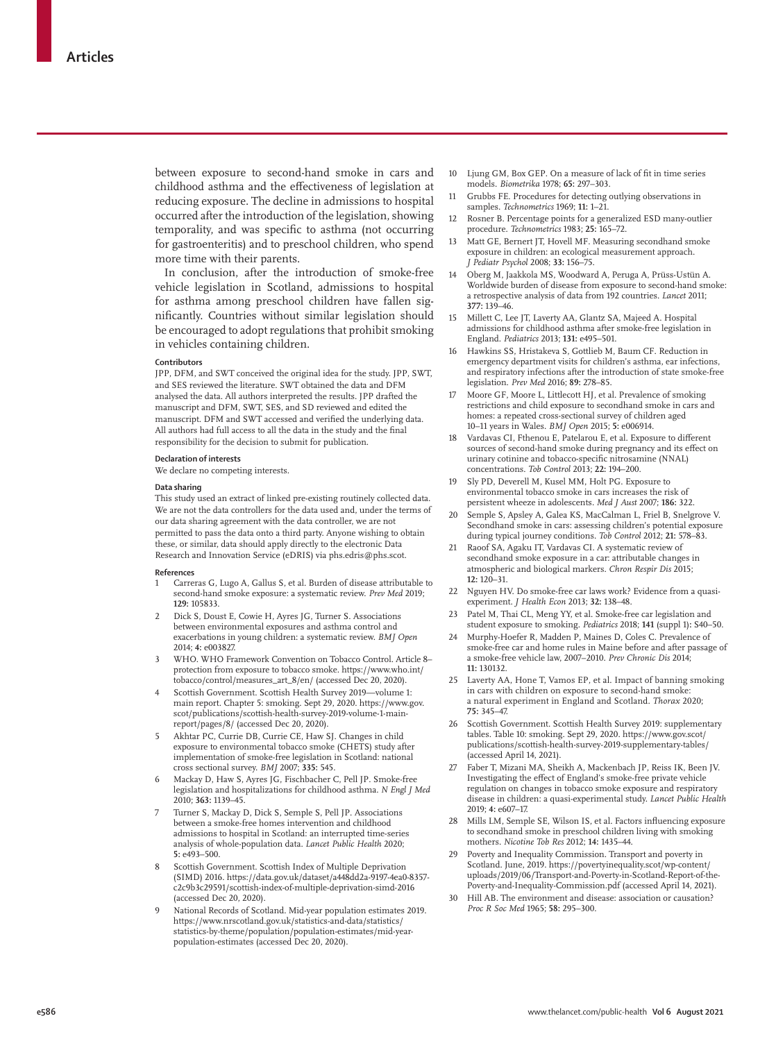between exposure to second-hand smoke in cars and childhood asthma and the effectiveness of legislation at reducing exposure. The decline in admissions to hospital occurred after the introduction of the legislation, showing temporality, and was specific to asthma (not occurring for gastroenteritis) and to preschool children, who spend more time with their parents.

In conclusion, after the introduction of smoke-free vehicle legislation in Scotland, admissions to hospital for asthma among preschool children have fallen significantly. Countries without similar legislation should be encouraged to adopt regulations that prohibit smoking in vehicles containing children.

#### Contributors

JPP, DFM, and SWT conceived the original idea for the study. JPP, SWT, and SES reviewed the literature. SWT obtained the data and DFM analysed the data. All authors interpreted the results. JPP drafted the manuscript and DFM, SWT, SES, and SD reviewed and edited the manuscript. DFM and SWT accessed and verified the underlying data. All authors had full access to all the data in the study and the final responsibility for the decision to submit for publication.

#### Declaration of interests

We declare no competing interests.

#### Data sharing

This study used an extract of linked pre-existing routinely collected data. We are not the data controllers for the data used and, under the terms of our data sharing agreement with the data controller, we are not permitted to pass the data onto a third party. Anyone wishing to obtain these, or similar, data should apply directly to the electronic Data Research and Innovation Service (eDRIS) via phs.edris@phs.scot.

#### References

1. Carreras G, Lugo A, Gallus S, et al. Burden of disease attributable to second-hand smoke exposure: a systematic review. *Prev Med* 2019; **129:** 105833.
2. Dick S, Doust E, Cowie H, Ayres JG, Turner S. Associations between environmental exposures and asthma control and exacerbations in young children: a systematic review. *BMJ Open* 2014; **4:** e003827.
3. WHO. WHO Framework Convention on Tobacco Control. Article 8–protection from exposure to tobacco smoke. https://www.who.int/tobacco/control/measures_art_8/en/ (accessed Dec 20, 2020).
4. Scottish Government. Scottish Health Survey 2019—volume 1: main report. Chapter 5: smoking. Sept 29, 2020. https://www.gov.scot/publications/scottish-health-survey-2019-volume-1-main-report/pages/8/ (accessed Dec 20, 2020).
5. Akhtar PC, Currie DB, Currie CE, Haw SJ. Changes in child exposure to environmental tobacco smoke (CHETS) study after implementation of smoke-free legislation in Scotland: national cross sectional survey. *BMJ* 2007; **335:** 545.
6. Mackay D, Haw S, Ayres JG, Fischbacher C, Pell JP. Smoke-free legislation and hospitalizations for childhood asthma. *N Engl J Med* 2010; **363:** 1139–45.
7. Turner S, Mackay D, Dick S, Semple S, Pell JP. Associations between a smoke-free homes intervention and childhood admissions to hospital in Scotland: an interrupted time-series analysis of whole-population data. *Lancet Public Health* 2020; **5:** e493–500.
8. Scottish Government. Scottish Index of Multiple Deprivation (SIMD) 2016. https://data.gov.uk/dataset/a448dd2a-9197-4ea0-8357-c2c9b3c29591/scottish-index-of-multiple-deprivation-simd-2016 (accessed Dec 20, 2020).
9. National Records of Scotland. Mid-year population estimates 2019. https://www.nrscotland.gov.uk/statistics-and-data/statistics/statistics-by-theme/population/population-estimates/mid-year-population-estimates (accessed Dec 20, 2020).
10. Ljung GM, Box GEP. On a measure of lack of fit in time series models. *Biometrika* 1978; **65:** 297–303.
11. Grubbs FE. Procedures for detecting outlying observations in samples. *Technometrics* 1969; **11:** 1–21.
12. Rosner B. Percentage points for a generalized ESD many-outlier procedure. *Technometrics* 1983; **25:** 165–72.
13. Matt GE, Bernert JT, Hovell MF. Measuring secondhand smoke exposure in children: an ecological measurement approach. *J Pediatr Psychol* 2008; **33:** 156–75.
14. Oberg M, Jaakkola MS, Woodward A, Peruga A, Prüss-Ustün A. Worldwide burden of disease from exposure to second-hand smoke: a retrospective analysis of data from 192 countries. *Lancet* 2011; **377:** 139–46.
15. Millett C, Lee JT, Laverty AA, Glantz SA, Majeed A. Hospital admissions for childhood asthma after smoke-free legislation in England. *Pediatrics* 2013; **131:** e495–501.
16. Hawkins SS, Hristakeva S, Gottlieb M, Baum CF. Reduction in emergency department visits for children's asthma, ear infections, and respiratory infections after the introduction of state smoke-free legislation. *Prev Med* 2016; **89:** 278–85.
17. Moore GF, Moore L, Littlecott HJ, et al. Prevalence of smoking restrictions and child exposure to secondhand smoke in cars and homes: a repeated cross-sectional survey of children aged 10–11 years in Wales. *BMJ Open* 2015; **5:** e006914.
18. Vardavas CI, Fthenou E, Patelarou E, et al. Exposure to different sources of second-hand smoke during pregnancy and its effect on urinary cotinine and tobacco-specific nitrosamine (NNAL) concentrations. *Tob Control* 2013; **22:** 194–200.
19. Sly PD, Deverell M, Kusel MM, Holt PG. Exposure to environmental tobacco smoke in cars increases the risk of persistent wheeze in adolescents. *Med J Aust* 2007; **186:** 322.
20. Semple S, Apsley A, Galea KS, MacCalman L, Friel B, Snelgrove V. Secondhand smoke in cars: assessing children's potential exposure during typical journey conditions. *Tob Control* 2012; **21:** 578–83.
21. Raoof SA, Agaku IT, Vardavas CI. A systematic review of secondhand smoke exposure in a car: attributable changes in atmospheric and biological markers. *Chron Respir Dis* 2015; **12:** 120–31.
22. Nguyen HV. Do smoke-free car laws work? Evidence from a quasi-experiment. *J Health Econ* 2013; **32:** 138–48.
23. Patel M, Thai CL, Meng YY, et al. Smoke-free car legislation and student exposure to smoking. *Pediatrics* 2018; **141** (suppl 1)**:** S40–50.
24. Murphy-Hoefer R, Madden P, Maines D, Coles C. Prevalence of smoke-free car and home rules in Maine before and after passage of a smoke-free vehicle law, 2007–2010. *Prev Chronic Dis* 2014; **11:** 130132.
25. Laverty AA, Hone T, Vamos EP, et al. Impact of banning smoking in cars with children on exposure to second-hand smoke: a natural experiment in England and Scotland. *Thorax* 2020; **75:** 345–47.
26. Scottish Government. Scottish Health Survey 2019: supplementary tables. Table 10: smoking. Sept 29, 2020. https://www.gov.scot/publications/scottish-health-survey-2019-supplementary-tables/ (accessed April 14, 2021).
27. Faber T, Mizani MA, Sheikh A, Mackenbach JP, Reiss IK, Been JV. Investigating the effect of England's smoke-free private vehicle regulation on changes in tobacco smoke exposure and respiratory disease in children: a quasi-experimental study. *Lancet Public Health* 2019; **4:** e607–17.
28. Mills LM, Semple SE, Wilson IS, et al. Factors influencing exposure to secondhand smoke in preschool children living with smoking mothers. *Nicotine Tob Res* 2012; **14:** 1435–44.
29. Poverty and Inequality Commission. Transport and poverty in Scotland. June, 2019. https://povertyinequality.scot/wp-content/uploads/2019/06/Transport-and-Poverty-in-Scotland-Report-of-the-Poverty-and-Inequality-Commission.pdf (accessed April 14, 2021).
30. Hill AB. The environment and disease: association or causation? *Proc R Soc Med* 1965; **58:** 295–300.